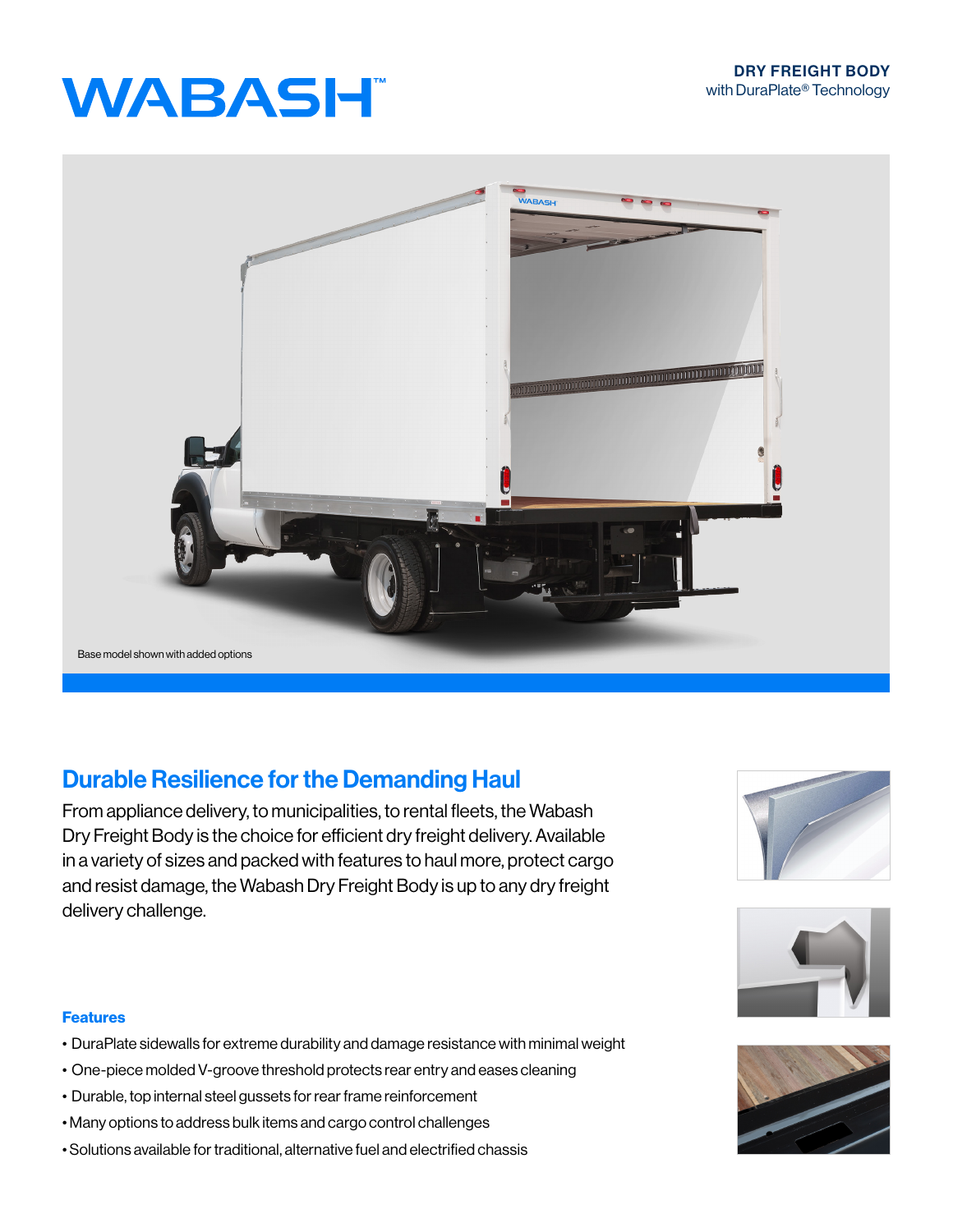# WABASH™

**DRY FREIGHT BODY**
with DuraPlate® Technology

Base model shown with added options

## Durable Resilience for the Demanding Haul

From appliance delivery, to municipalities, to rental fleets, the Wabash Dry Freight Body is the choice for efficient dry freight delivery. Available in a variety of sizes and packed with features to haul more, protect cargo and resist damage, the Wabash Dry Freight Body is up to any dry freight delivery challenge.

### Features

- DuraPlate sidewalls for extreme durability and damage resistance with minimal weight
- One-piece molded V-groove threshold protects rear entry and eases cleaning
- Durable, top internal steel gussets for rear frame reinforcement
- Many options to address bulk items and cargo control challenges
- Solutions available for traditional, alternative fuel and electrified chassis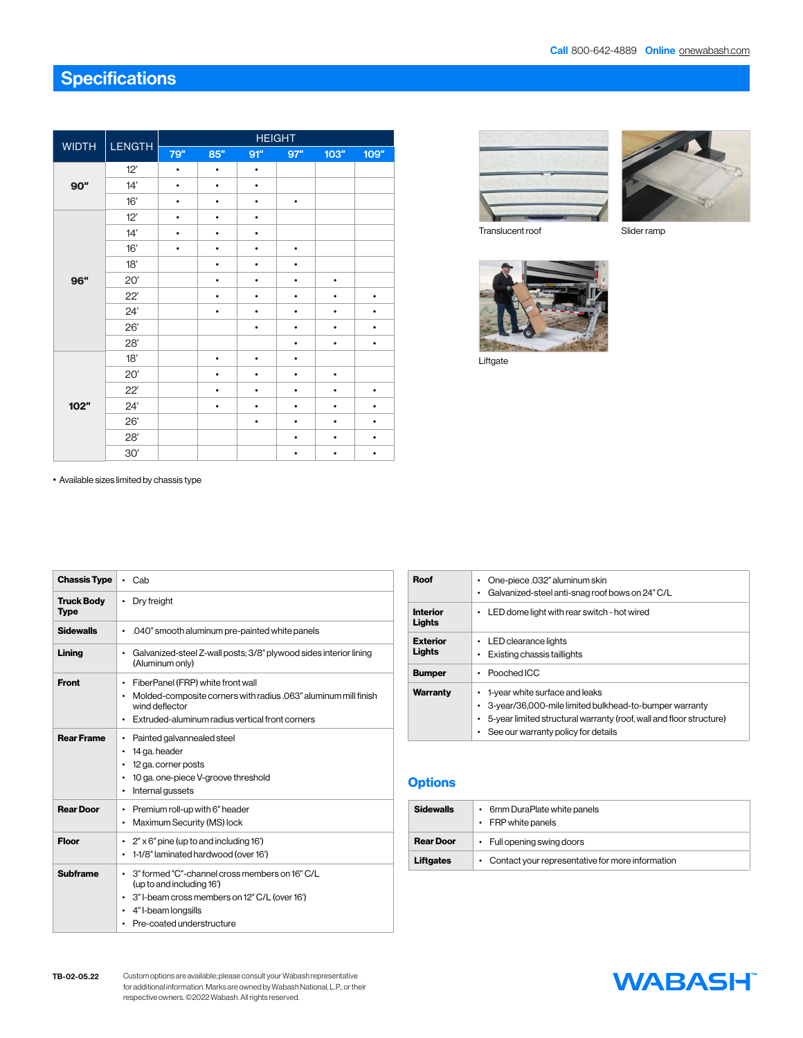## Specifications

| WIDTH | LENGTH | HEIGHT | | | | | |
|---|---|---|---|---|---|---|---|
| | | 79" | 85" | 91" | 97" | 103" | 109" |
| 90" | 12' | • | • | • | | | |
| | 14' | • | • | • | | | |
| | 16' | • | • | • | • | | |
| 96" | 12' | • | • | • | | | |
| | 14' | • | • | • | | | |
| | 16' | • | • | • | • | | |
| | 18' | | • | • | • | | |
| | 20' | | • | • | • | • | |
| | 22' | | • | • | • | • | • |
| | 24' | | • | • | • | • | • |
| | 26' | | | • | • | • | • |
| | 28' | | | | • | • | • |
| 102" | 18' | | • | • | • | | |
| | 20' | | • | • | • | • | |
| | 22' | | • | • | • | • | • |
| | 24' | | • | • | • | • | • |
| | 26' | | | • | • | • | • |
| | 28' | | | | • | • | • |
| | 30' | | | | • | • | • |

• Available sizes limited by chassis type

Translucent roof

Slider ramp

Liftgate

| | |
|---|---|
| **Chassis Type** | • Cab |
| **Truck Body Type** | • Dry freight |
| **Sidewalls** | • .040" smooth aluminum pre-painted white panels |
| **Lining** | • Galvanized-steel Z-wall posts; 3/8" plywood sides interior lining (Aluminum only) |
| **Front** | • FiberPanel (FRP) white front wall<br>• Molded-composite corners with radius .063" aluminum mill finish wind deflector<br>• Extruded-aluminum radius vertical front corners |
| **Rear Frame** | • Painted galvannealed steel<br>• 14 ga. header<br>• 12 ga. corner posts<br>• 10 ga. one-piece V-groove threshold<br>• Internal gussets |
| **Rear Door** | • Premium roll-up with 6" header<br>• Maximum Security (MS) lock |
| **Floor** | • 2" x 6" pine (up to and including 16')<br>• 1-1/8" laminated hardwood (over 16') |
| **Subframe** | • 3" formed "C"-channel cross members on 16" C/L (up to and including 16')<br>• 3" I-beam cross members on 12" C/L (over 16')<br>• 4" I-beam longsills<br>• Pre-coated understructure |
| **Roof** | • One-piece .032" aluminum skin<br>• Galvanized-steel anti-snag roof bows on 24" C/L |
| **Interior Lights** | • LED dome light with rear switch - hot wired |
| **Exterior Lights** | • LED clearance lights<br>• Existing chassis taillights |
| **Bumper** | • Pooched ICC |
| **Warranty** | • 1-year white surface and leaks<br>• 3-year/36,000-mile limited bulkhead-to-bumper warranty<br>• 5-year limited structural warranty (roof, wall and floor structure)<br>• See our warranty policy for details |

## Options

| | |
|---|---|
| **Sidewalls** | • 6mm DuraPlate white panels<br>• FRP white panels |
| **Rear Door** | • Full opening swing doors |
| **Liftgates** | • Contact your representative for more information |

TB-02-05.22

Custom options are available; please consult your Wabash representative for additional information. Marks are owned by Wabash National, L.P., or their respective owners. ©2022 Wabash. All rights reserved.